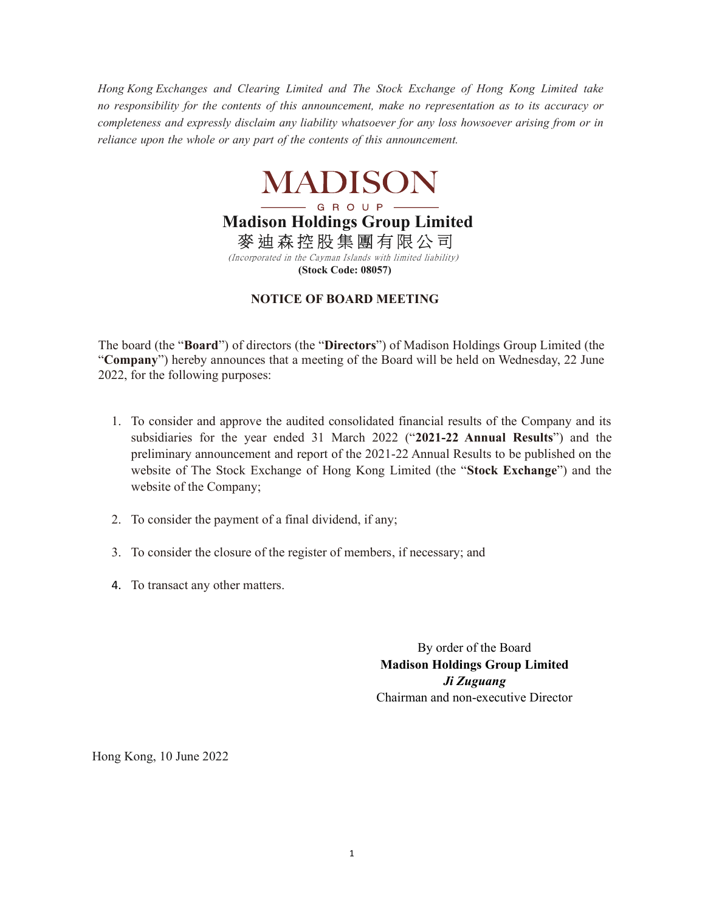*Hong Kong Exchanges and Clearing Limited and The Stock Exchange of Hong Kong Limited take no responsibility for the contents of this announcement, make no representation as to its accuracy or completeness and expressly disclaim any liability whatsoever for any loss howsoever arising from or in reliance upon the whole or any part of the contents of this announcement.*

MADISON

GROUP

# Madison Holdings Group Limited

# 麥迪森控股集團有限公司

*(Incorporated in the Cayman Islands with limited liability)*

**(Stock Code: 08057)**

## NOTICE OF BOARD MEETING

The board (the "**Board**") of directors (the "**Directors**") of Madison Holdings Group Limited (the "**Company**") hereby announces that a meeting of the Board will be held on Wednesday, 22 June 2022, for the following purposes:

1. To consider and approve the audited consolidated financial results of the Company and its subsidiaries for the year ended 31 March 2022 ("**2021-22 Annual Results**") and the preliminary announcement and report of the 2021-22 Annual Results to be published on the website of The Stock Exchange of Hong Kong Limited (the "**Stock Exchange**") and the website of the Company;

2. To consider the payment of a final dividend, if any;

3. To consider the closure of the register of members, if necessary; and

4. To transact any other matters.

By order of the Board
**Madison Holdings Group Limited**
***Ji Zuguang***
Chairman and non-executive Director

Hong Kong, 10 June 2022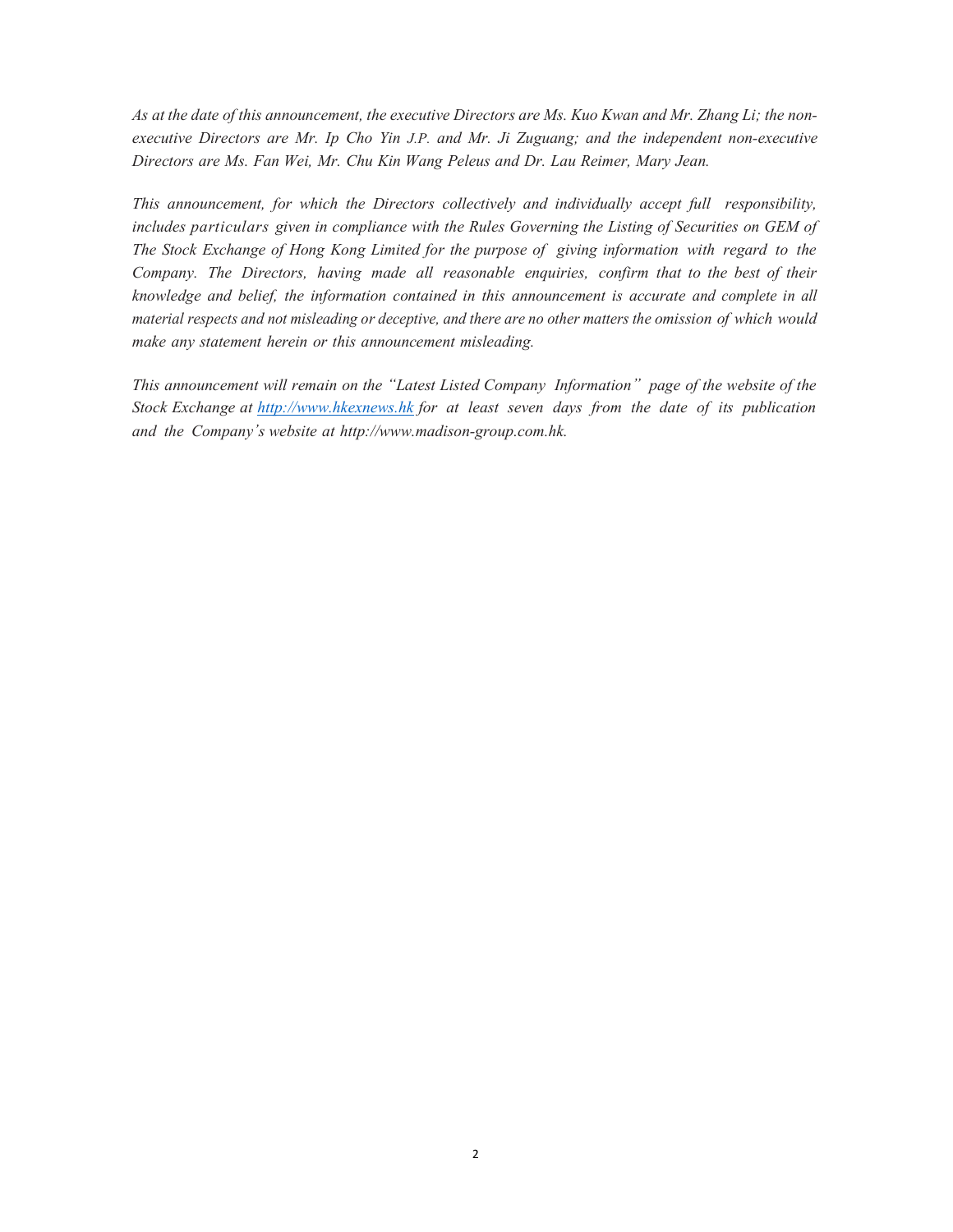*As at the date of this announcement, the executive Directors are Ms. Kuo Kwan and Mr. Zhang Li; the non-executive Directors are Mr. Ip Cho Yin J.P. and Mr. Ji Zuguang; and the independent non-executive Directors are Ms. Fan Wei, Mr. Chu Kin Wang Peleus and Dr. Lau Reimer, Mary Jean.*

*This announcement, for which the Directors collectively and individually accept full responsibility, includes particulars given in compliance with the Rules Governing the Listing of Securities on GEM of The Stock Exchange of Hong Kong Limited for the purpose of giving information with regard to the Company. The Directors, having made all reasonable enquiries, confirm that to the best of their knowledge and belief, the information contained in this announcement is accurate and complete in all material respects and not misleading or deceptive, and there are no other matters the omission of which would make any statement herein or this announcement misleading.*

*This announcement will remain on the "Latest Listed Company Information" page of the website of the Stock Exchange at http://www.hkexnews.hk for at least seven days from the date of its publication and the Company's website at http://www.madison-group.com.hk.*